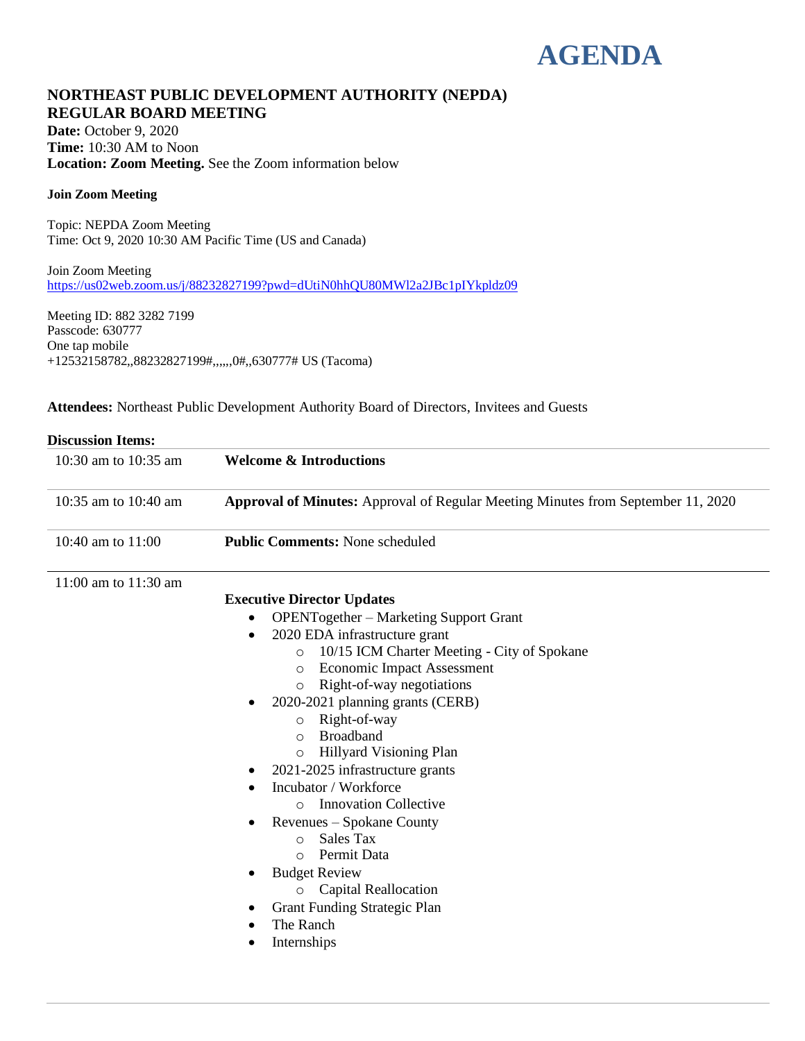# AGENDA

## NORTHEAST PUBLIC DEVELOPMENT AUTHORITY (NEPDA) REGULAR BOARD MEETING

**Date:** October 9, 2020
**Time:** 10:30 AM to Noon
**Location: Zoom Meeting.** See the Zoom information below

**Join Zoom Meeting**

Topic: NEPDA Zoom Meeting
Time: Oct 9, 2020 10:30 AM Pacific Time (US and Canada)

Join Zoom Meeting
https://us02web.zoom.us/j/88232827199?pwd=dUtiN0hhQU80MWl2a2JBc1pIYkpldz09

Meeting ID: 882 3282 7199
Passcode: 630777
One tap mobile
+12532158782,,88232827199#,,,,,,0#,,630777# US (Tacoma)

**Attendees:** Northeast Public Development Authority Board of Directors, Invitees and Guests

**Discussion Items:**

| | |
|---|---|
| 10:30 am to 10:35 am | **Welcome & Introductions** |
| 10:35 am to 10:40 am | **Approval of Minutes:** Approval of Regular Meeting Minutes from September 11, 2020 |
| 10:40 am to 11:00 | **Public Comments:** None scheduled |
| 11:00 am to 11:30 am | **Executive Director Updates** |

**Executive Director Updates**

- OPENTogether – Marketing Support Grant
- 2020 EDA infrastructure grant
  - 10/15 ICM Charter Meeting - City of Spokane
  - Economic Impact Assessment
  - Right-of-way negotiations
- 2020-2021 planning grants (CERB)
  - Right-of-way
  - Broadband
  - Hillyard Visioning Plan
- 2021-2025 infrastructure grants
- Incubator / Workforce
  - Innovation Collective
- Revenues – Spokane County
  - Sales Tax
  - Permit Data
- Budget Review
  - Capital Reallocation
- Grant Funding Strategic Plan
- The Ranch
- Internships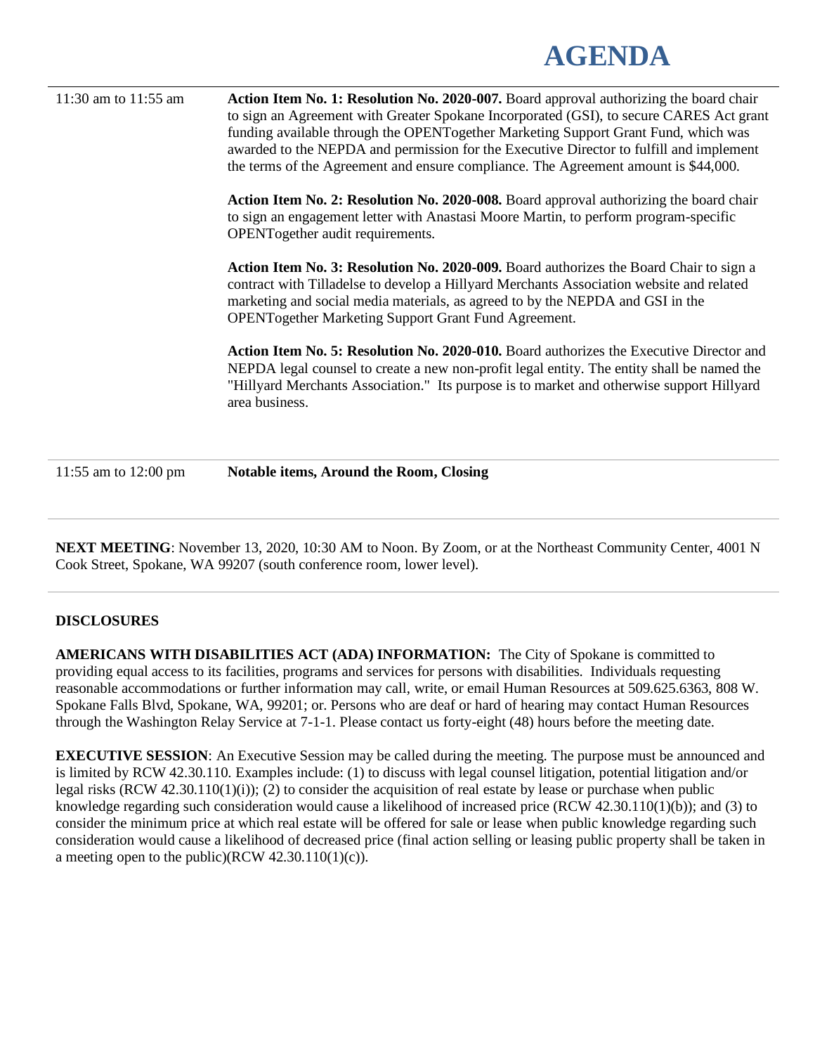# AGENDA

| | |
|---|---|
| 11:30 am to 11:55 am | **Action Item No. 1: Resolution No. 2020-007.** Board approval authorizing the board chair to sign an Agreement with Greater Spokane Incorporated (GSI), to secure CARES Act grant funding available through the OPENTogether Marketing Support Grant Fund, which was awarded to the NEPDA and permission for the Executive Director to fulfill and implement the terms of the Agreement and ensure compliance. The Agreement amount is $44,000.<br><br>**Action Item No. 2: Resolution No. 2020-008.** Board approval authorizing the board chair to sign an engagement letter with Anastasi Moore Martin, to perform program-specific OPENTogether audit requirements.<br><br>**Action Item No. 3: Resolution No. 2020-009.** Board authorizes the Board Chair to sign a contract with Tilladelse to develop a Hillyard Merchants Association website and related marketing and social media materials, as agreed to by the NEPDA and GSI in the OPENTogether Marketing Support Grant Fund Agreement.<br><br>**Action Item No. 5: Resolution No. 2020-010.** Board authorizes the Executive Director and NEPDA legal counsel to create a new non-profit legal entity. The entity shall be named the "Hillyard Merchants Association." Its purpose is to market and otherwise support Hillyard area business. |
| 11:55 am to 12:00 pm | **Notable items, Around the Room, Closing** |

**NEXT MEETING**: November 13, 2020, 10:30 AM to Noon. By Zoom, or at the Northeast Community Center, 4001 N Cook Street, Spokane, WA 99207 (south conference room, lower level).

**DISCLOSURES**

**AMERICANS WITH DISABILITIES ACT (ADA) INFORMATION:** The City of Spokane is committed to providing equal access to its facilities, programs and services for persons with disabilities. Individuals requesting reasonable accommodations or further information may call, write, or email Human Resources at 509.625.6363, 808 W. Spokane Falls Blvd, Spokane, WA, 99201; or. Persons who are deaf or hard of hearing may contact Human Resources through the Washington Relay Service at 7-1-1. Please contact us forty-eight (48) hours before the meeting date.

**EXECUTIVE SESSION**: An Executive Session may be called during the meeting. The purpose must be announced and is limited by RCW 42.30.110. Examples include: (1) to discuss with legal counsel litigation, potential litigation and/or legal risks (RCW 42.30.110(1)(i)); (2) to consider the acquisition of real estate by lease or purchase when public knowledge regarding such consideration would cause a likelihood of increased price (RCW 42.30.110(1)(b)); and (3) to consider the minimum price at which real estate will be offered for sale or lease when public knowledge regarding such consideration would cause a likelihood of decreased price (final action selling or leasing public property shall be taken in a meeting open to the public)(RCW 42.30.110(1)(c)).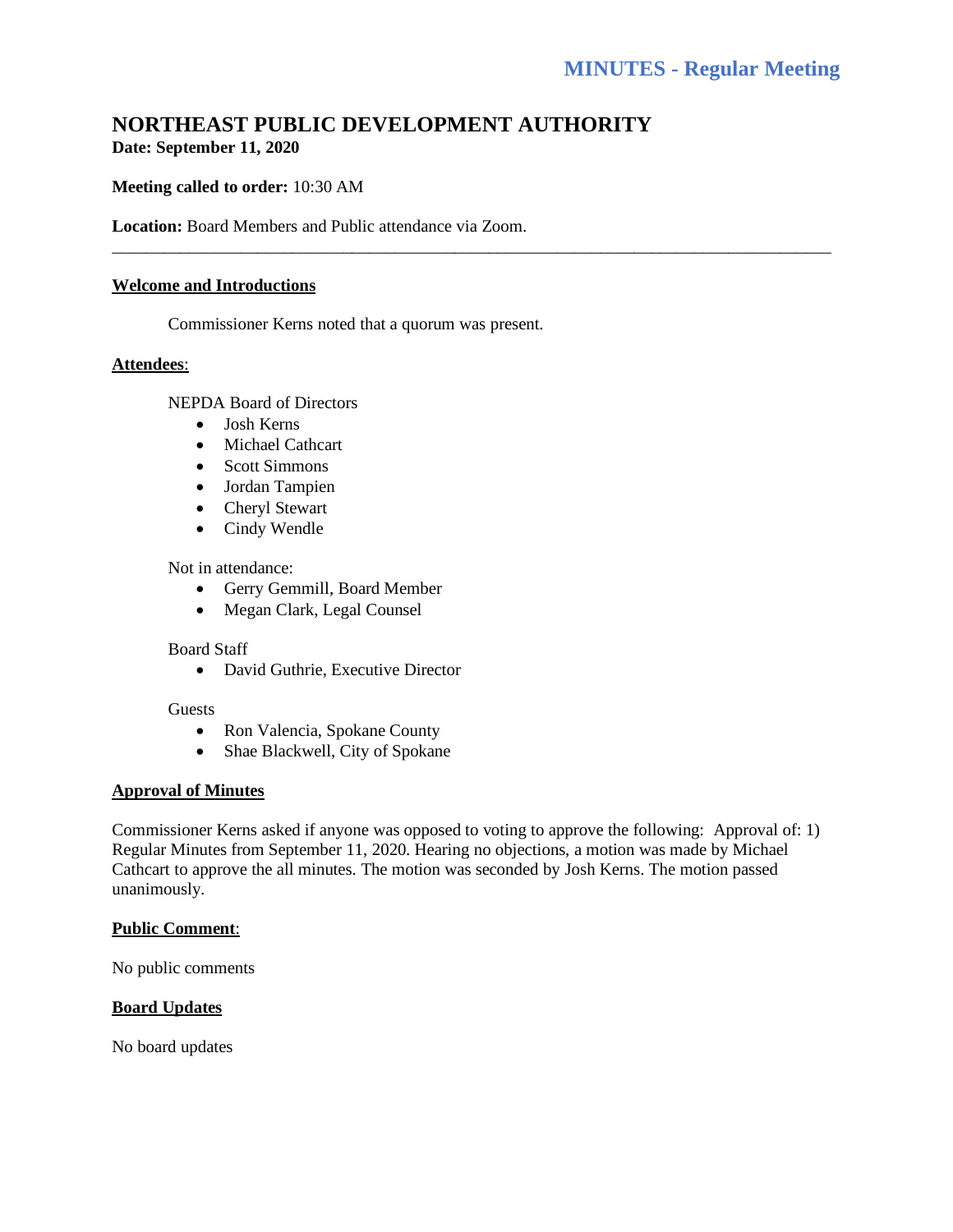# MINUTES - Regular Meeting

## NORTHEAST PUBLIC DEVELOPMENT AUTHORITY

**Date: September 11, 2020**

**Meeting called to order:** 10:30 AM

**Location:** Board Members and Public attendance via Zoom.

---

### Welcome and Introductions

Commissioner Kerns noted that a quorum was present.

### Attendees:

NEPDA Board of Directors

- Josh Kerns
- Michael Cathcart
- Scott Simmons
- Jordan Tampien
- Cheryl Stewart
- Cindy Wendle

Not in attendance:

- Gerry Gemmill, Board Member
- Megan Clark, Legal Counsel

Board Staff

- David Guthrie, Executive Director

Guests

- Ron Valencia, Spokane County
- Shae Blackwell, City of Spokane

### Approval of Minutes

Commissioner Kerns asked if anyone was opposed to voting to approve the following: Approval of: 1) Regular Minutes from September 11, 2020. Hearing no objections, a motion was made by Michael Cathcart to approve the all minutes. The motion was seconded by Josh Kerns. The motion passed unanimously.

### Public Comment:

No public comments

### Board Updates

No board updates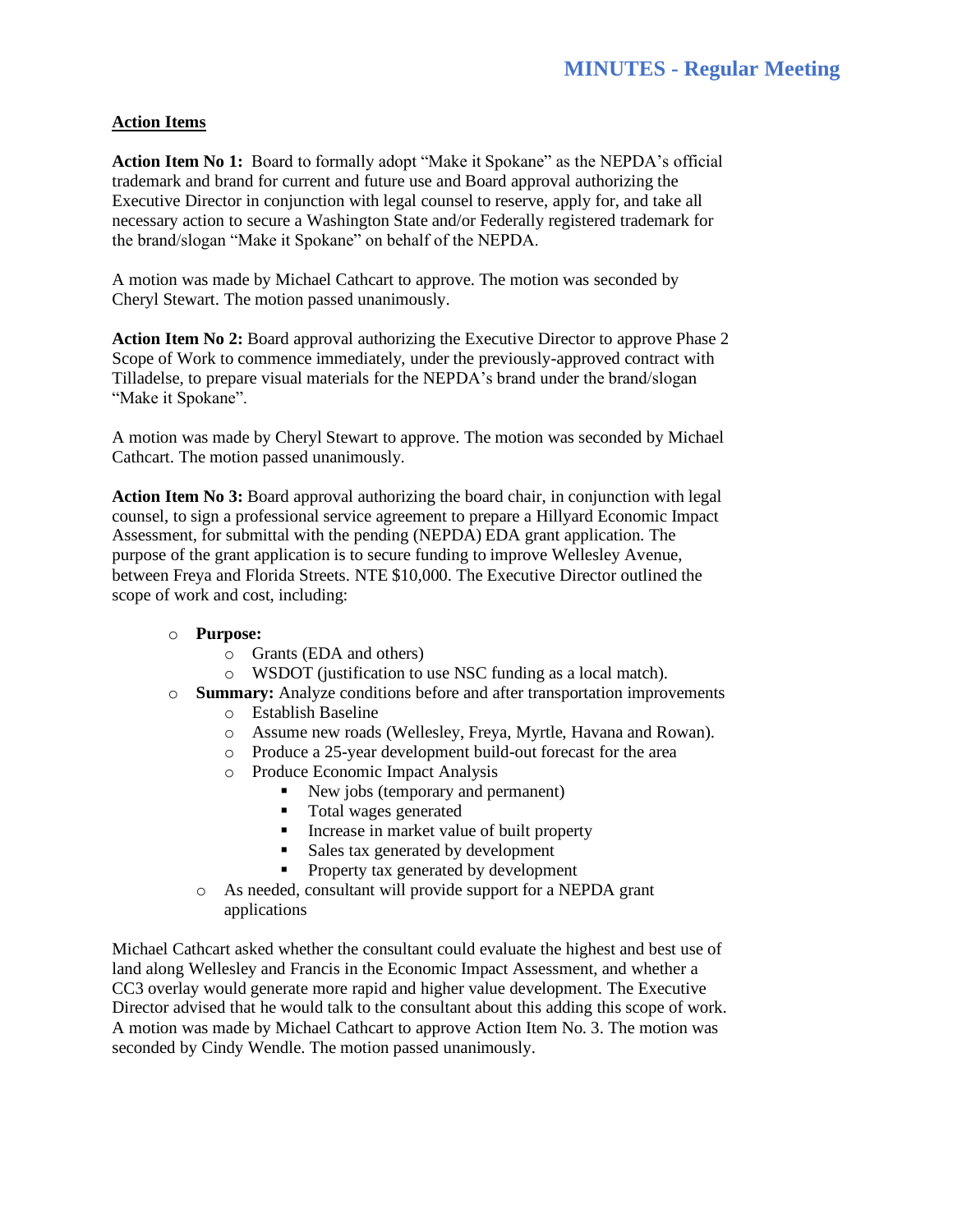## Action Items

**Action Item No 1:** Board to formally adopt "Make it Spokane" as the NEPDA's official trademark and brand for current and future use and Board approval authorizing the Executive Director in conjunction with legal counsel to reserve, apply for, and take all necessary action to secure a Washington State and/or Federally registered trademark for the brand/slogan "Make it Spokane" on behalf of the NEPDA.

A motion was made by Michael Cathcart to approve. The motion was seconded by Cheryl Stewart. The motion passed unanimously.

**Action Item No 2:** Board approval authorizing the Executive Director to approve Phase 2 Scope of Work to commence immediately, under the previously-approved contract with Tilladelse, to prepare visual materials for the NEPDA's brand under the brand/slogan "Make it Spokane".

A motion was made by Cheryl Stewart to approve. The motion was seconded by Michael Cathcart. The motion passed unanimously.

**Action Item No 3:** Board approval authorizing the board chair, in conjunction with legal counsel, to sign a professional service agreement to prepare a Hillyard Economic Impact Assessment, for submittal with the pending (NEPDA) EDA grant application. The purpose of the grant application is to secure funding to improve Wellesley Avenue, between Freya and Florida Streets. NTE $10,000. The Executive Director outlined the scope of work and cost, including:

- **Purpose:**
  - Grants (EDA and others)
  - WSDOT (justification to use NSC funding as a local match).
- **Summary:** Analyze conditions before and after transportation improvements
  - Establish Baseline
  - Assume new roads (Wellesley, Freya, Myrtle, Havana and Rowan).
  - Produce a 25-year development build-out forecast for the area
  - Produce Economic Impact Analysis
    - New jobs (temporary and permanent)
    - Total wages generated
    - Increase in market value of built property
    - Sales tax generated by development
    - Property tax generated by development
  - As needed, consultant will provide support for a NEPDA grant applications

Michael Cathcart asked whether the consultant could evaluate the highest and best use of land along Wellesley and Francis in the Economic Impact Assessment, and whether a CC3 overlay would generate more rapid and higher value development. The Executive Director advised that he would talk to the consultant about this adding this scope of work. A motion was made by Michael Cathcart to approve Action Item No. 3. The motion was seconded by Cindy Wendle. The motion passed unanimously.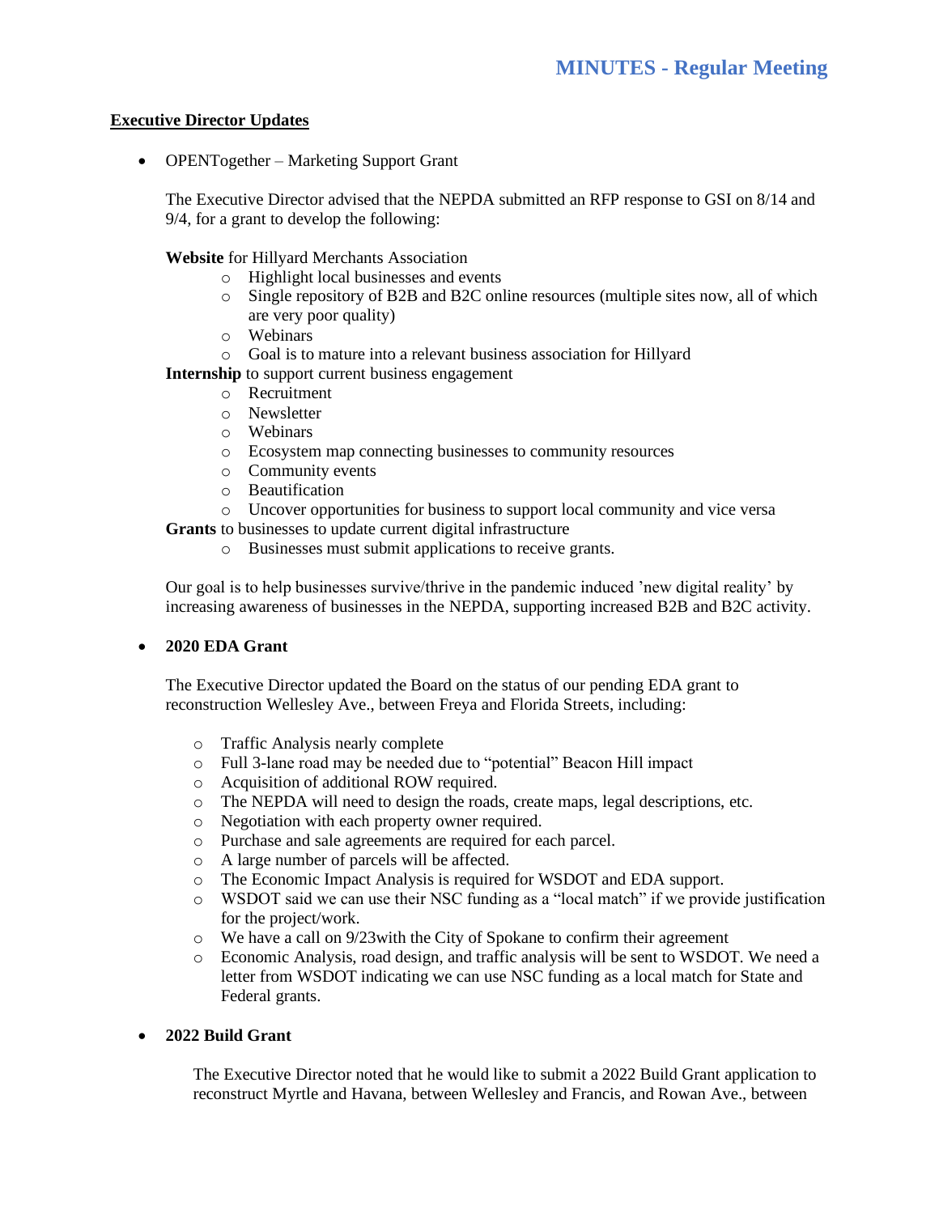## Executive Director Updates

- OPENTogether – Marketing Support Grant

  The Executive Director advised that the NEPDA submitted an RFP response to GSI on 8/14 and 9/4, for a grant to develop the following:

  **Website** for Hillyard Merchants Association
    - Highlight local businesses and events
    - Single repository of B2B and B2C online resources (multiple sites now, all of which are very poor quality)
    - Webinars
    - Goal is to mature into a relevant business association for Hillyard

  **Internship** to support current business engagement
    - Recruitment
    - Newsletter
    - Webinars
    - Ecosystem map connecting businesses to community resources
    - Community events
    - Beautification
    - Uncover opportunities for business to support local community and vice versa

  **Grants** to businesses to update current digital infrastructure
    - Businesses must submit applications to receive grants.

  Our goal is to help businesses survive/thrive in the pandemic induced 'new digital reality' by increasing awareness of businesses in the NEPDA, supporting increased B2B and B2C activity.

- **2020 EDA Grant**

  The Executive Director updated the Board on the status of our pending EDA grant to reconstruction Wellesley Ave., between Freya and Florida Streets, including:

    - Traffic Analysis nearly complete
    - Full 3-lane road may be needed due to "potential" Beacon Hill impact
    - Acquisition of additional ROW required.
    - The NEPDA will need to design the roads, create maps, legal descriptions, etc.
    - Negotiation with each property owner required.
    - Purchase and sale agreements are required for each parcel.
    - A large number of parcels will be affected.
    - The Economic Impact Analysis is required for WSDOT and EDA support.
    - WSDOT said we can use their NSC funding as a "local match" if we provide justification for the project/work.
    - We have a call on 9/23with the City of Spokane to confirm their agreement
    - Economic Analysis, road design, and traffic analysis will be sent to WSDOT. We need a letter from WSDOT indicating we can use NSC funding as a local match for State and Federal grants.

- **2022 Build Grant**

  The Executive Director noted that he would like to submit a 2022 Build Grant application to reconstruct Myrtle and Havana, between Wellesley and Francis, and Rowan Ave., between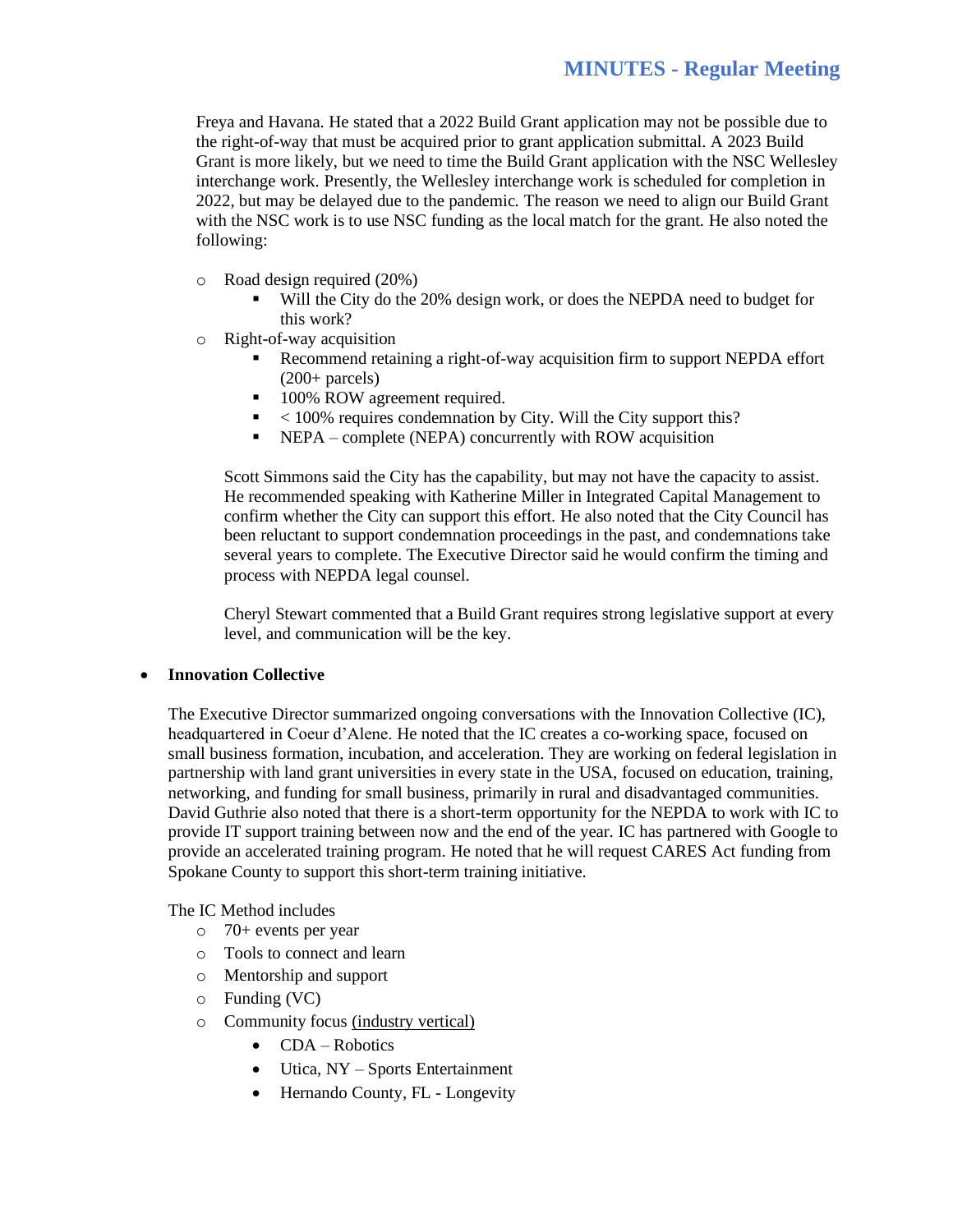Freya and Havana. He stated that a 2022 Build Grant application may not be possible due to the right-of-way that must be acquired prior to grant application submittal. A 2023 Build Grant is more likely, but we need to time the Build Grant application with the NSC Wellesley interchange work. Presently, the Wellesley interchange work is scheduled for completion in 2022, but may be delayed due to the pandemic. The reason we need to align our Build Grant with the NSC work is to use NSC funding as the local match for the grant. He also noted the following:

- Road design required (20%)
  - Will the City do the 20% design work, or does the NEPDA need to budget for this work?
- Right-of-way acquisition
  - Recommend retaining a right-of-way acquisition firm to support NEPDA effort (200+ parcels)
  - 100% ROW agreement required.
  - < 100% requires condemnation by City. Will the City support this?
  - NEPA – complete (NEPA) concurrently with ROW acquisition

  Scott Simmons said the City has the capability, but may not have the capacity to assist. He recommended speaking with Katherine Miller in Integrated Capital Management to confirm whether the City can support this effort. He also noted that the City Council has been reluctant to support condemnation proceedings in the past, and condemnations take several years to complete. The Executive Director said he would confirm the timing and process with NEPDA legal counsel.

  Cheryl Stewart commented that a Build Grant requires strong legislative support at every level, and communication will be the key.

- **Innovation Collective**

  The Executive Director summarized ongoing conversations with the Innovation Collective (IC), headquartered in Coeur d'Alene. He noted that the IC creates a co-working space, focused on small business formation, incubation, and acceleration. They are working on federal legislation in partnership with land grant universities in every state in the USA, focused on education, training, networking, and funding for small business, primarily in rural and disadvantaged communities. David Guthrie also noted that there is a short-term opportunity for the NEPDA to work with IC to provide IT support training between now and the end of the year. IC has partnered with Google to provide an accelerated training program. He noted that he will request CARES Act funding from Spokane County to support this short-term training initiative.

  The IC Method includes
  - 70+ events per year
  - Tools to connect and learn
  - Mentorship and support
  - Funding (VC)
  - Community focus <u>(industry vertical)</u>
    - CDA – Robotics
    - Utica, NY – Sports Entertainment
    - Hernando County, FL - Longevity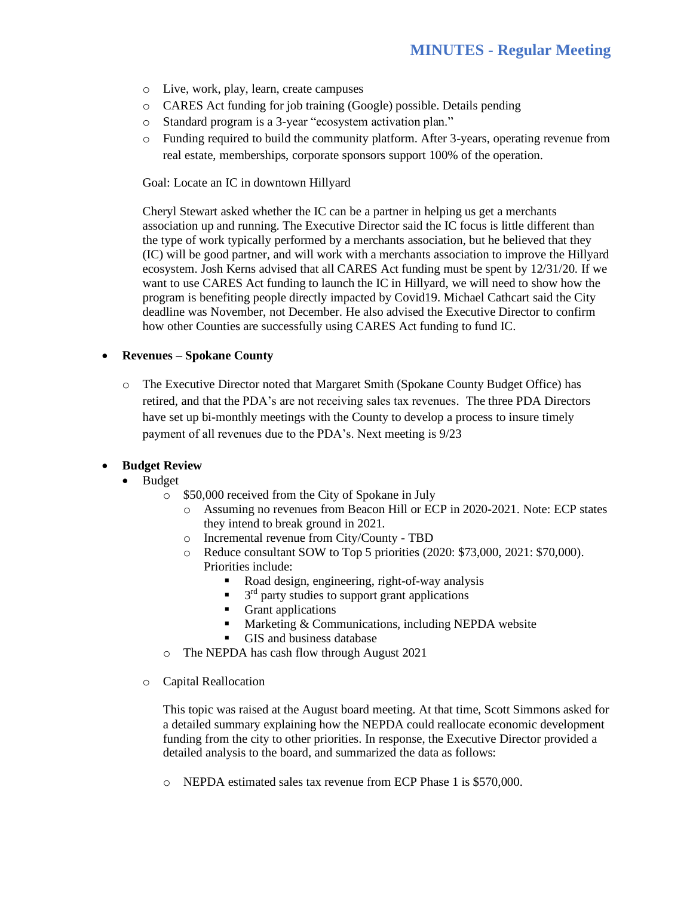- Live, work, play, learn, create campuses
- CARES Act funding for job training (Google) possible. Details pending
- Standard program is a 3-year "ecosystem activation plan."
- Funding required to build the community platform. After 3-years, operating revenue from real estate, memberships, corporate sponsors support 100% of the operation.

Goal: Locate an IC in downtown Hillyard

Cheryl Stewart asked whether the IC can be a partner in helping us get a merchants association up and running. The Executive Director said the IC focus is little different than the type of work typically performed by a merchants association, but he believed that they (IC) will be good partner, and will work with a merchants association to improve the Hillyard ecosystem. Josh Kerns advised that all CARES Act funding must be spent by 12/31/20. If we want to use CARES Act funding to launch the IC in Hillyard, we will need to show how the program is benefiting people directly impacted by Covid19. Michael Cathcart said the City deadline was November, not December. He also advised the Executive Director to confirm how other Counties are successfully using CARES Act funding to fund IC.

- **Revenues – Spokane County**
  - The Executive Director noted that Margaret Smith (Spokane County Budget Office) has retired, and that the PDA's are not receiving sales tax revenues. The three PDA Directors have set up bi-monthly meetings with the County to develop a process to insure timely payment of all revenues due to the PDA's. Next meeting is 9/23

- **Budget Review**
  - Budget
    - $50,000 received from the City of Spokane in July
      - Assuming no revenues from Beacon Hill or ECP in 2020-2021. Note: ECP states they intend to break ground in 2021.
      - Incremental revenue from City/County - TBD
      - Reduce consultant SOW to Top 5 priorities (2020: $73,000, 2021: $70,000). Priorities include:
        - Road design, engineering, right-of-way analysis
        - 3rd party studies to support grant applications
        - Grant applications
        - Marketing & Communications, including NEPDA website
        - GIS and business database
    - The NEPDA has cash flow through August 2021

    - Capital Reallocation

      This topic was raised at the August board meeting. At that time, Scott Simmons asked for a detailed summary explaining how the NEPDA could reallocate economic development funding from the city to other priorities. In response, the Executive Director provided a detailed analysis to the board, and summarized the data as follows:

    - NEPDA estimated sales tax revenue from ECP Phase 1 is $570,000.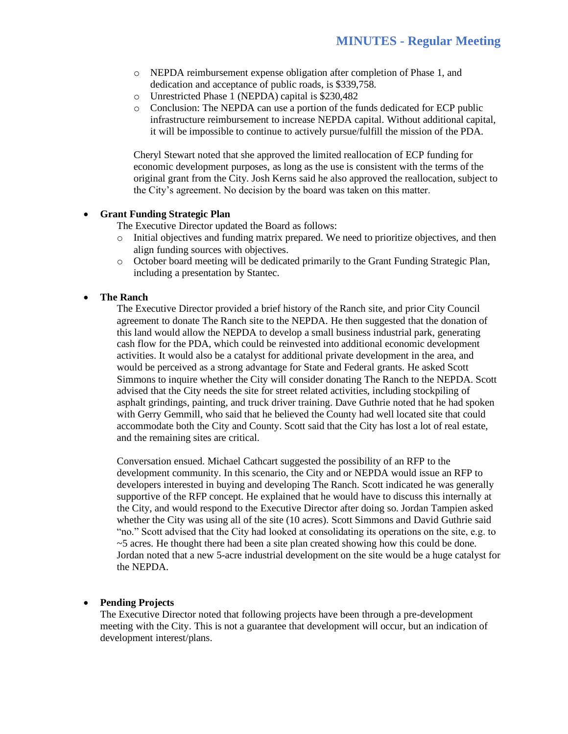- NEPDA reimbursement expense obligation after completion of Phase 1, and dedication and acceptance of public roads, is $339,758.
- Unrestricted Phase 1 (NEPDA) capital is $230,482
- Conclusion: The NEPDA can use a portion of the funds dedicated for ECP public infrastructure reimbursement to increase NEPDA capital. Without additional capital, it will be impossible to continue to actively pursue/fulfill the mission of the PDA.

Cheryl Stewart noted that she approved the limited reallocation of ECP funding for economic development purposes, as long as the use is consistent with the terms of the original grant from the City. Josh Kerns said he also approved the reallocation, subject to the City's agreement. No decision by the board was taken on this matter.

- **Grant Funding Strategic Plan**

  The Executive Director updated the Board as follows:
  - Initial objectives and funding matrix prepared. We need to prioritize objectives, and then align funding sources with objectives.
  - October board meeting will be dedicated primarily to the Grant Funding Strategic Plan, including a presentation by Stantec.

- **The Ranch**

  The Executive Director provided a brief history of the Ranch site, and prior City Council agreement to donate The Ranch site to the NEPDA. He then suggested that the donation of this land would allow the NEPDA to develop a small business industrial park, generating cash flow for the PDA, which could be reinvested into additional economic development activities. It would also be a catalyst for additional private development in the area, and would be perceived as a strong advantage for State and Federal grants. He asked Scott Simmons to inquire whether the City will consider donating The Ranch to the NEPDA. Scott advised that the City needs the site for street related activities, including stockpiling of asphalt grindings, painting, and truck driver training. Dave Guthrie noted that he had spoken with Gerry Gemmill, who said that he believed the County had well located site that could accommodate both the City and County. Scott said that the City has lost a lot of real estate, and the remaining sites are critical.

  Conversation ensued. Michael Cathcart suggested the possibility of an RFP to the development community. In this scenario, the City and or NEPDA would issue an RFP to developers interested in buying and developing The Ranch. Scott indicated he was generally supportive of the RFP concept. He explained that he would have to discuss this internally at the City, and would respond to the Executive Director after doing so. Jordan Tampien asked whether the City was using all of the site (10 acres). Scott Simmons and David Guthrie said "no." Scott advised that the City had looked at consolidating its operations on the site, e.g. to ~5 acres. He thought there had been a site plan created showing how this could be done. Jordan noted that a new 5-acre industrial development on the site would be a huge catalyst for the NEPDA.

- **Pending Projects**

  The Executive Director noted that following projects have been through a pre-development meeting with the City. This is not a guarantee that development will occur, but an indication of development interest/plans.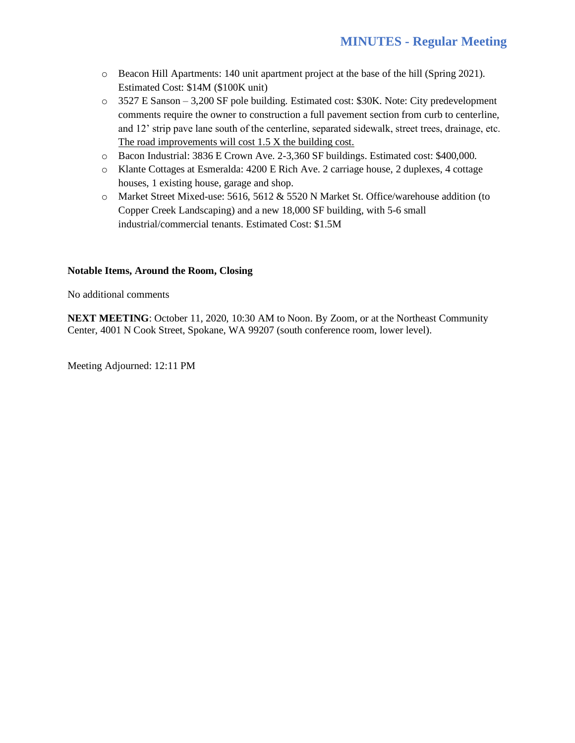- Beacon Hill Apartments: 140 unit apartment project at the base of the hill (Spring 2021). Estimated Cost: $14M ($100K unit)
- 3527 E Sanson – 3,200 SF pole building. Estimated cost: $30K. Note: City predevelopment comments require the owner to construction a full pavement section from curb to centerline, and 12' strip pave lane south of the centerline, separated sidewalk, street trees, drainage, etc. <u>The road improvements will cost 1.5 X the building cost.</u>
- Bacon Industrial: 3836 E Crown Ave. 2-3,360 SF buildings. Estimated cost: $400,000.
- Klante Cottages at Esmeralda: 4200 E Rich Ave. 2 carriage house, 2 duplexes, 4 cottage houses, 1 existing house, garage and shop.
- Market Street Mixed-use: 5616, 5612 & 5520 N Market St. Office/warehouse addition (to Copper Creek Landscaping) and a new 18,000 SF building, with 5-6 small industrial/commercial tenants. Estimated Cost: $1.5M

**Notable Items, Around the Room, Closing**

No additional comments

**NEXT MEETING**: October 11, 2020, 10:30 AM to Noon. By Zoom, or at the Northeast Community Center, 4001 N Cook Street, Spokane, WA 99207 (south conference room, lower level).

Meeting Adjourned: 12:11 PM